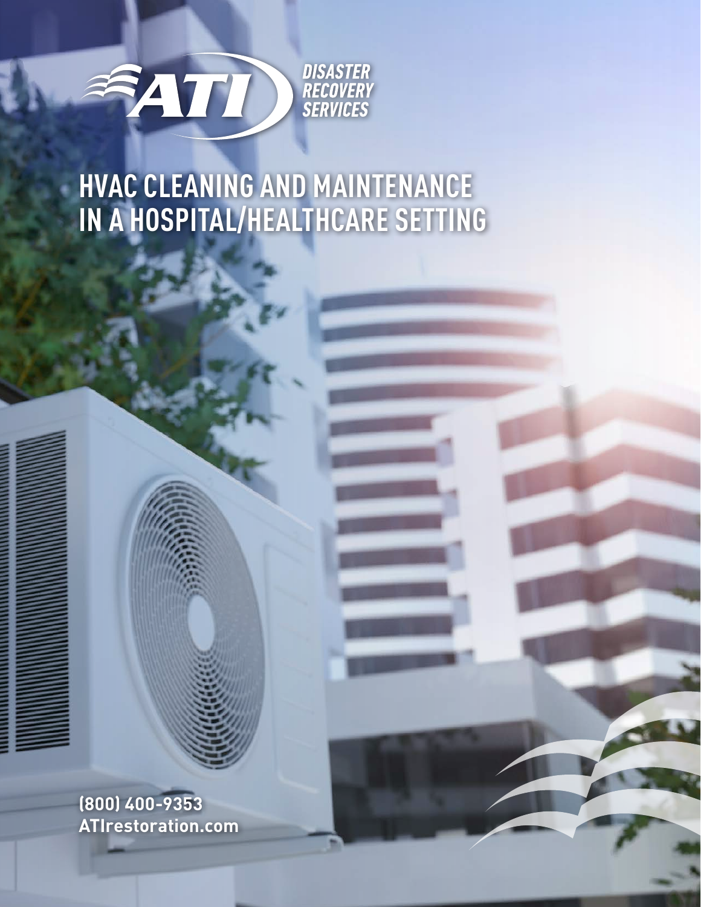ATI DISASTER RECOVERY SERVICES

# HVAC CLEANING AND MAINTENANCE IN A HOSPITAL/HEALTHCARE SETTING

**(800) 400-9353**
**ATIrestoration.com**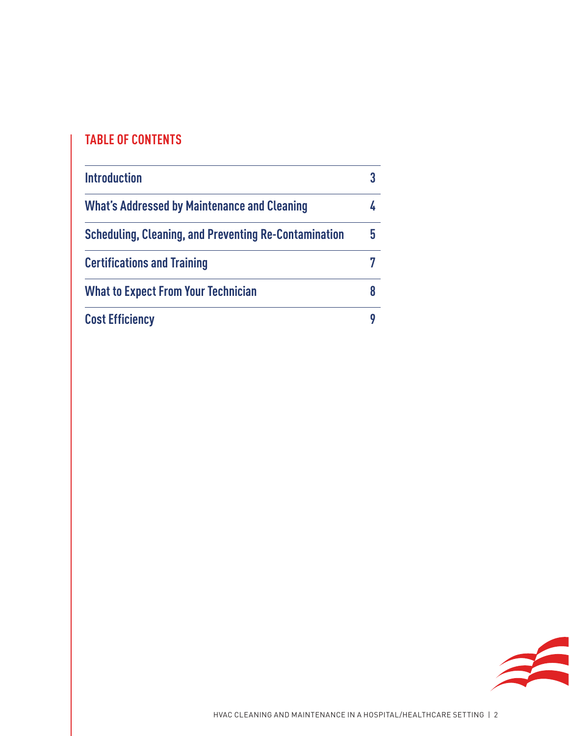## TABLE OF CONTENTS

| | |
|---|---|
| Introduction | 3 |
| What's Addressed by Maintenance and Cleaning | 4 |
| Scheduling, Cleaning, and Preventing Re-Contamination | 5 |
| Certifications and Training | 7 |
| What to Expect From Your Technician | 8 |
| Cost Efficiency | 9 |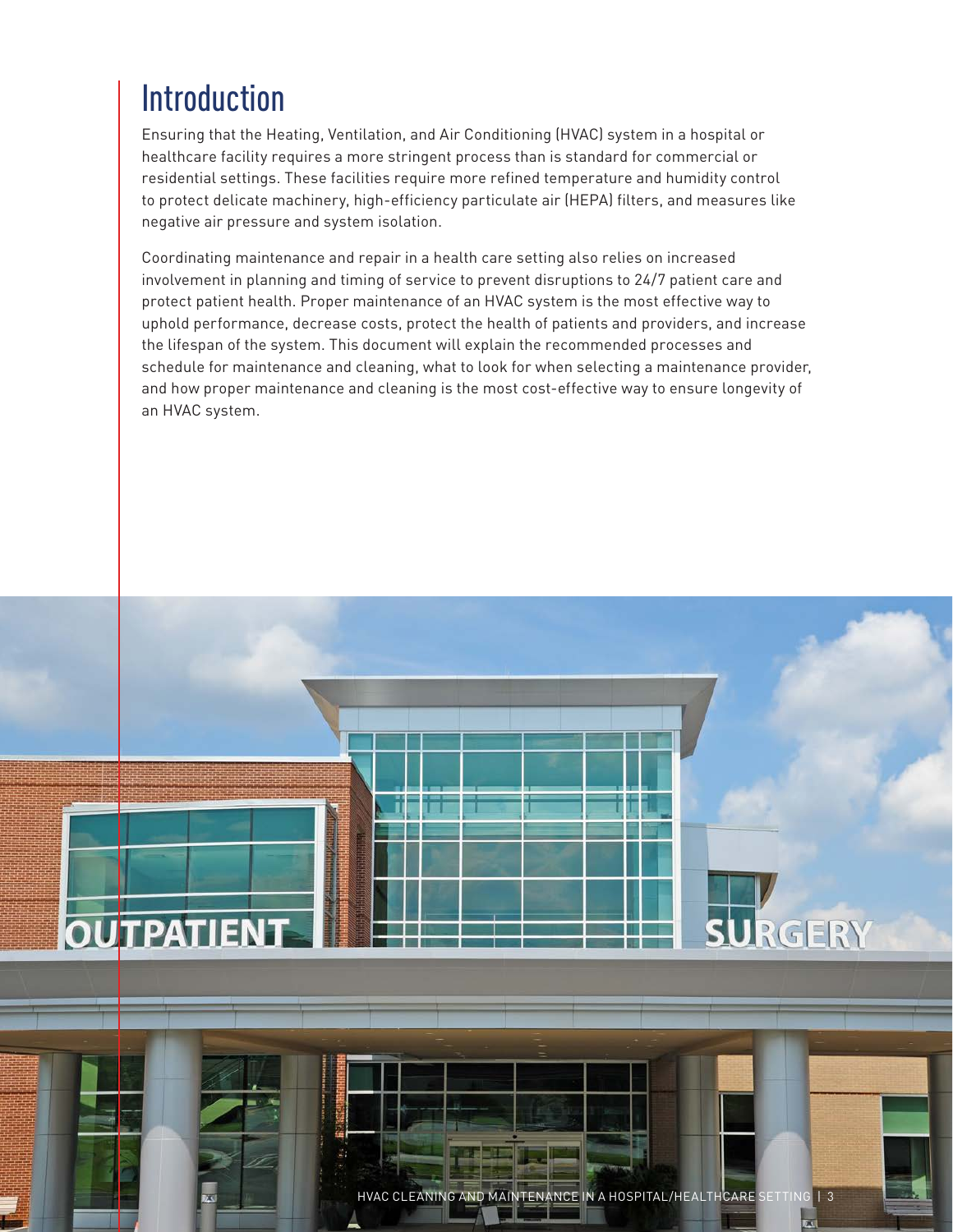# Introduction

Ensuring that the Heating, Ventilation, and Air Conditioning (HVAC) system in a hospital or healthcare facility requires a more stringent process than is standard for commercial or residential settings. These facilities require more refined temperature and humidity control to protect delicate machinery, high-efficiency particulate air (HEPA) filters, and measures like negative air pressure and system isolation.

Coordinating maintenance and repair in a health care setting also relies on increased involvement in planning and timing of service to prevent disruptions to 24/7 patient care and protect patient health. Proper maintenance of an HVAC system is the most effective way to uphold performance, decrease costs, protect the health of patients and providers, and increase the lifespan of the system. This document will explain the recommended processes and schedule for maintenance and cleaning, what to look for when selecting a maintenance provider, and how proper maintenance and cleaning is the most cost-effective way to ensure longevity of an HVAC system.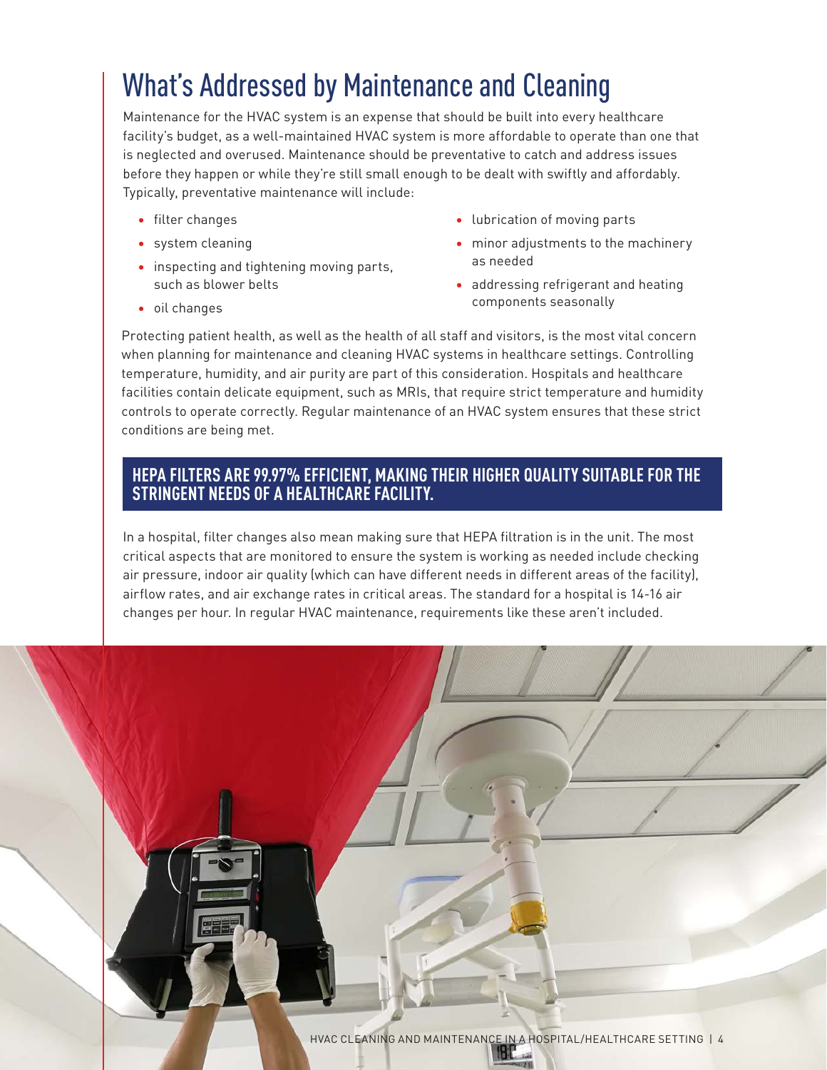# What's Addressed by Maintenance and Cleaning

Maintenance for the HVAC system is an expense that should be built into every healthcare facility's budget, as a well-maintained HVAC system is more affordable to operate than one that is neglected and overused. Maintenance should be preventative to catch and address issues before they happen or while they're still small enough to be dealt with swiftly and affordably. Typically, preventative maintenance will include:

- filter changes
- system cleaning
- inspecting and tightening moving parts, such as blower belts
- oil changes
- lubrication of moving parts
- minor adjustments to the machinery as needed
- addressing refrigerant and heating components seasonally

Protecting patient health, as well as the health of all staff and visitors, is the most vital concern when planning for maintenance and cleaning HVAC systems in healthcare settings. Controlling temperature, humidity, and air purity are part of this consideration. Hospitals and healthcare facilities contain delicate equipment, such as MRIs, that require strict temperature and humidity controls to operate correctly. Regular maintenance of an HVAC system ensures that these strict conditions are being met.

**HEPA FILTERS ARE 99.97% EFFICIENT, MAKING THEIR HIGHER QUALITY SUITABLE FOR THE STRINGENT NEEDS OF A HEALTHCARE FACILITY.**

In a hospital, filter changes also mean making sure that HEPA filtration is in the unit. The most critical aspects that are monitored to ensure the system is working as needed include checking air pressure, indoor air quality (which can have different needs in different areas of the facility), airflow rates, and air exchange rates in critical areas. The standard for a hospital is 14-16 air changes per hour. In regular HVAC maintenance, requirements like these aren't included.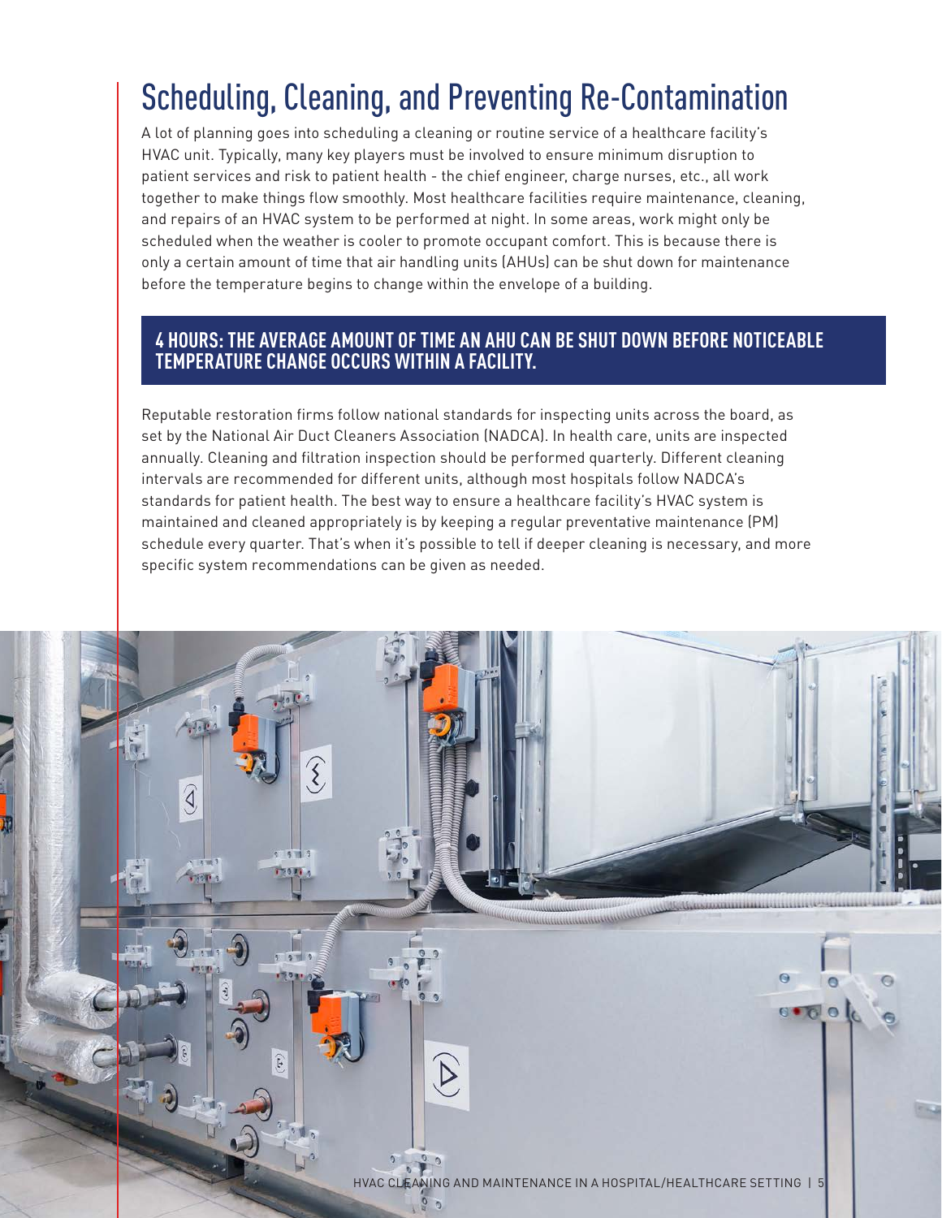# Scheduling, Cleaning, and Preventing Re-Contamination

A lot of planning goes into scheduling a cleaning or routine service of a healthcare facility's HVAC unit. Typically, many key players must be involved to ensure minimum disruption to patient services and risk to patient health - the chief engineer, charge nurses, etc., all work together to make things flow smoothly. Most healthcare facilities require maintenance, cleaning, and repairs of an HVAC system to be performed at night. In some areas, work might only be scheduled when the weather is cooler to promote occupant comfort. This is because there is only a certain amount of time that air handling units (AHUs) can be shut down for maintenance before the temperature begins to change within the envelope of a building.

**4 HOURS: THE AVERAGE AMOUNT OF TIME AN AHU CAN BE SHUT DOWN BEFORE NOTICEABLE TEMPERATURE CHANGE OCCURS WITHIN A FACILITY.**

Reputable restoration firms follow national standards for inspecting units across the board, as set by the National Air Duct Cleaners Association (NADCA). In health care, units are inspected annually. Cleaning and filtration inspection should be performed quarterly. Different cleaning intervals are recommended for different units, although most hospitals follow NADCA's standards for patient health. The best way to ensure a healthcare facility's HVAC system is maintained and cleaned appropriately is by keeping a regular preventative maintenance (PM) schedule every quarter. That's when it's possible to tell if deeper cleaning is necessary, and more specific system recommendations can be given as needed.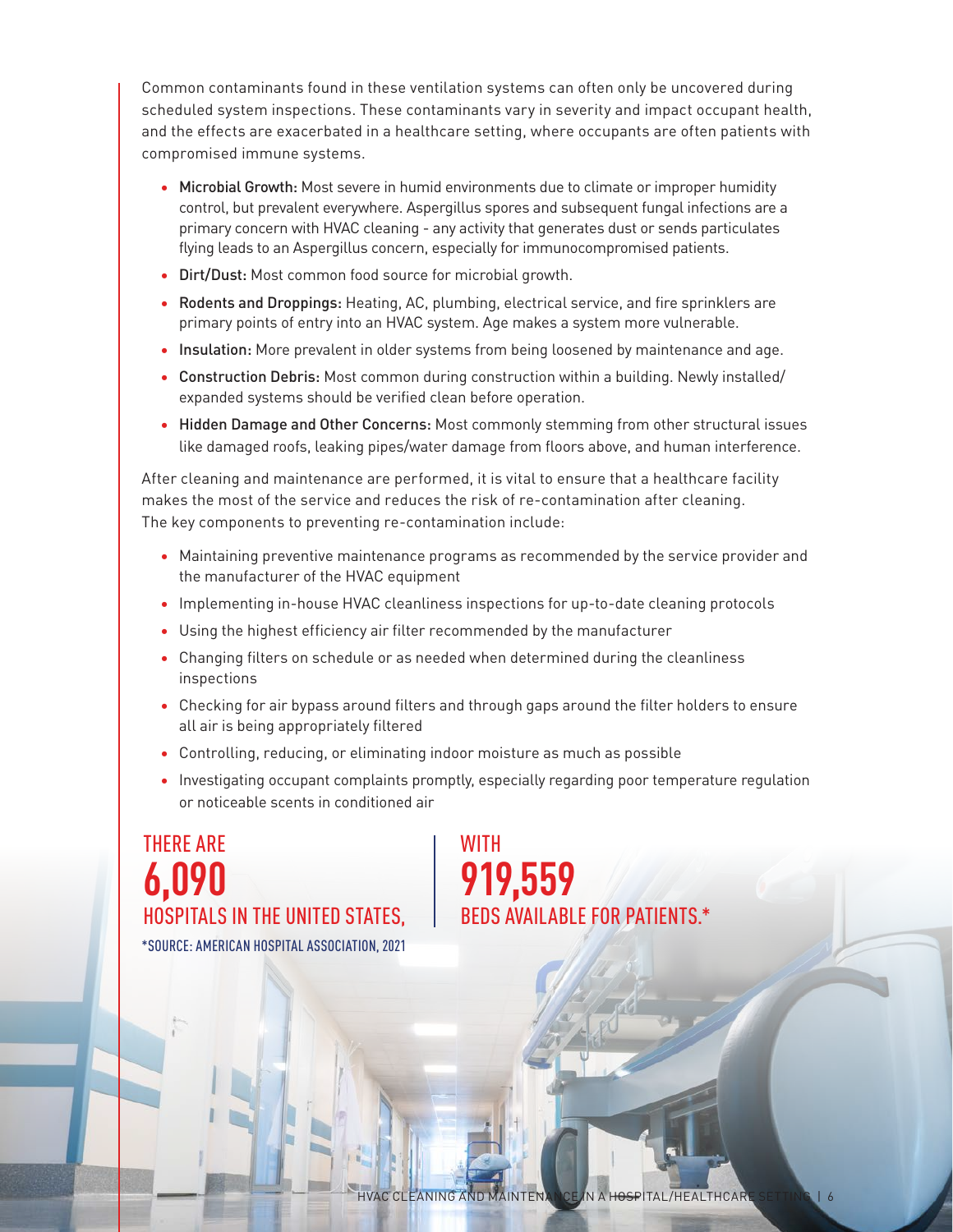Common contaminants found in these ventilation systems can often only be uncovered during scheduled system inspections. These contaminants vary in severity and impact occupant health, and the effects are exacerbated in a healthcare setting, where occupants are often patients with compromised immune systems.

- **Microbial Growth:** Most severe in humid environments due to climate or improper humidity control, but prevalent everywhere. Aspergillus spores and subsequent fungal infections are a primary concern with HVAC cleaning - any activity that generates dust or sends particulates flying leads to an Aspergillus concern, especially for immunocompromised patients.
- **Dirt/Dust:** Most common food source for microbial growth.
- **Rodents and Droppings:** Heating, AC, plumbing, electrical service, and fire sprinklers are primary points of entry into an HVAC system. Age makes a system more vulnerable.
- **Insulation:** More prevalent in older systems from being loosened by maintenance and age.
- **Construction Debris:** Most common during construction within a building. Newly installed/ expanded systems should be verified clean before operation.
- **Hidden Damage and Other Concerns:** Most commonly stemming from other structural issues like damaged roofs, leaking pipes/water damage from floors above, and human interference.

After cleaning and maintenance are performed, it is vital to ensure that a healthcare facility makes the most of the service and reduces the risk of re-contamination after cleaning. The key components to preventing re-contamination include:

- Maintaining preventive maintenance programs as recommended by the service provider and the manufacturer of the HVAC equipment
- Implementing in-house HVAC cleanliness inspections for up-to-date cleaning protocols
- Using the highest efficiency air filter recommended by the manufacturer
- Changing filters on schedule or as needed when determined during the cleanliness inspections
- Checking for air bypass around filters and through gaps around the filter holders to ensure all air is being appropriately filtered
- Controlling, reducing, or eliminating indoor moisture as much as possible
- Investigating occupant complaints promptly, especially regarding poor temperature regulation or noticeable scents in conditioned air

THERE ARE **6,090** HOSPITALS IN THE UNITED STATES, WITH **919,559** BEDS AVAILABLE FOR PATIENTS.*

*SOURCE: AMERICAN HOSPITAL ASSOCIATION, 2021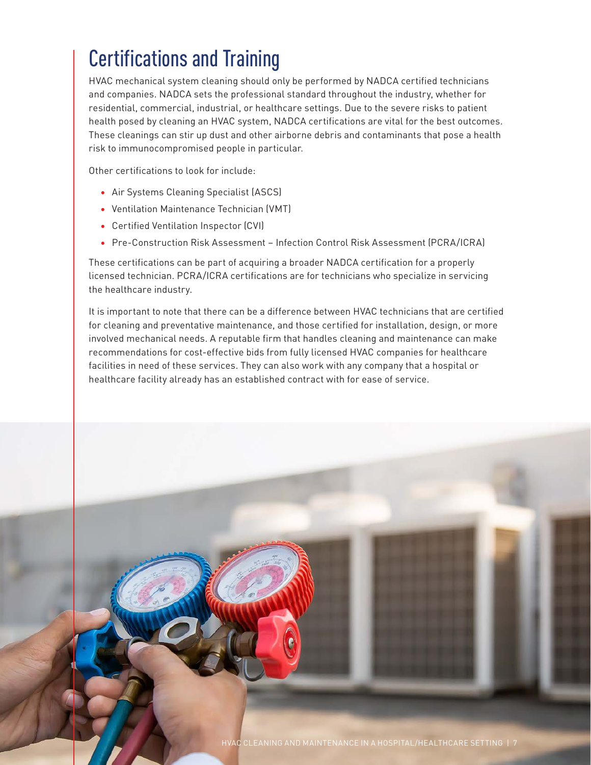# Certifications and Training

HVAC mechanical system cleaning should only be performed by NADCA certified technicians and companies. NADCA sets the professional standard throughout the industry, whether for residential, commercial, industrial, or healthcare settings. Due to the severe risks to patient health posed by cleaning an HVAC system, NADCA certifications are vital for the best outcomes. These cleanings can stir up dust and other airborne debris and contaminants that pose a health risk to immunocompromised people in particular.

Other certifications to look for include:

- Air Systems Cleaning Specialist (ASCS)
- Ventilation Maintenance Technician (VMT)
- Certified Ventilation Inspector (CVI)
- Pre-Construction Risk Assessment – Infection Control Risk Assessment (PCRA/ICRA)

These certifications can be part of acquiring a broader NADCA certification for a properly licensed technician. PCRA/ICRA certifications are for technicians who specialize in servicing the healthcare industry.

It is important to note that there can be a difference between HVAC technicians that are certified for cleaning and preventative maintenance, and those certified for installation, design, or more involved mechanical needs. A reputable firm that handles cleaning and maintenance can make recommendations for cost-effective bids from fully licensed HVAC companies for healthcare facilities in need of these services. They can also work with any company that a hospital or healthcare facility already has an established contract with for ease of service.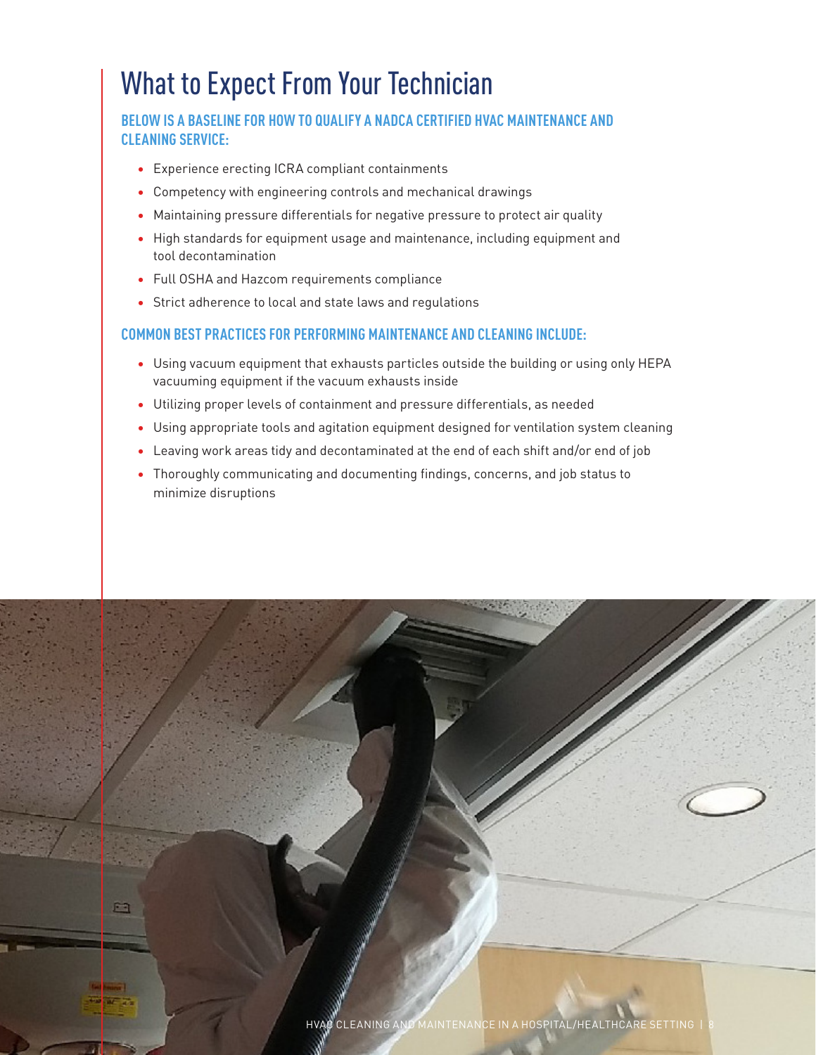# What to Expect From Your Technician

## BELOW IS A BASELINE FOR HOW TO QUALIFY A NADCA CERTIFIED HVAC MAINTENANCE AND CLEANING SERVICE:

- Experience erecting ICRA compliant containments
- Competency with engineering controls and mechanical drawings
- Maintaining pressure differentials for negative pressure to protect air quality
- High standards for equipment usage and maintenance, including equipment and tool decontamination
- Full OSHA and Hazcom requirements compliance
- Strict adherence to local and state laws and regulations

## COMMON BEST PRACTICES FOR PERFORMING MAINTENANCE AND CLEANING INCLUDE:

- Using vacuum equipment that exhausts particles outside the building or using only HEPA vacuuming equipment if the vacuum exhausts inside
- Utilizing proper levels of containment and pressure differentials, as needed
- Using appropriate tools and agitation equipment designed for ventilation system cleaning
- Leaving work areas tidy and decontaminated at the end of each shift and/or end of job
- Thoroughly communicating and documenting findings, concerns, and job status to minimize disruptions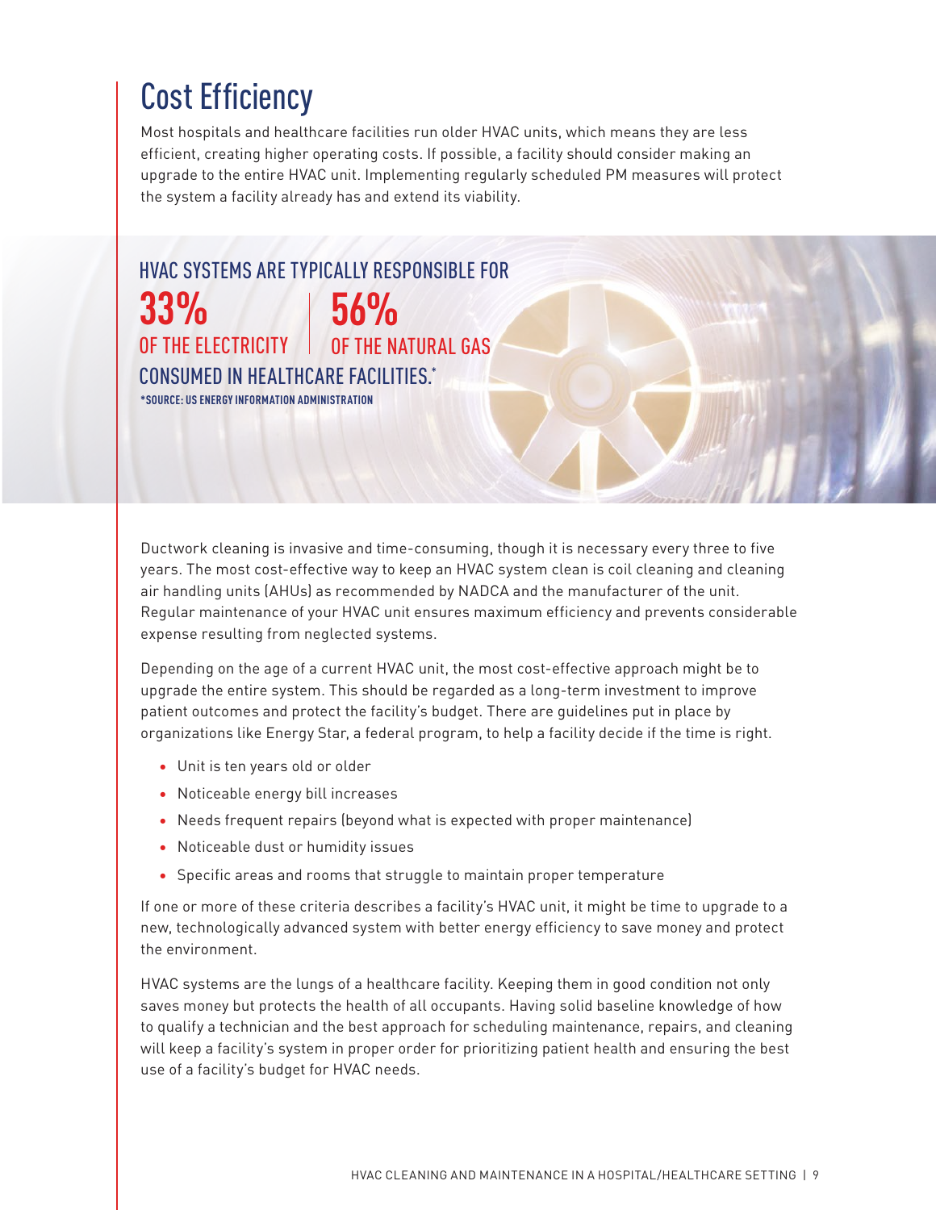# Cost Efficiency

Most hospitals and healthcare facilities run older HVAC units, which means they are less efficient, creating higher operating costs. If possible, a facility should consider making an upgrade to the entire HVAC unit. Implementing regularly scheduled PM measures will protect the system a facility already has and extend its viability.

HVAC SYSTEMS ARE TYPICALLY RESPONSIBLE FOR

**33%** OF THE ELECTRICITY | **56%** OF THE NATURAL GAS

CONSUMED IN HEALTHCARE FACILITIES.*

*SOURCE: US ENERGY INFORMATION ADMINISTRATION

Ductwork cleaning is invasive and time-consuming, though it is necessary every three to five years. The most cost-effective way to keep an HVAC system clean is coil cleaning and cleaning air handling units (AHUs) as recommended by NADCA and the manufacturer of the unit. Regular maintenance of your HVAC unit ensures maximum efficiency and prevents considerable expense resulting from neglected systems.

Depending on the age of a current HVAC unit, the most cost-effective approach might be to upgrade the entire system. This should be regarded as a long-term investment to improve patient outcomes and protect the facility's budget. There are guidelines put in place by organizations like Energy Star, a federal program, to help a facility decide if the time is right.

- Unit is ten years old or older
- Noticeable energy bill increases
- Needs frequent repairs (beyond what is expected with proper maintenance)
- Noticeable dust or humidity issues
- Specific areas and rooms that struggle to maintain proper temperature

If one or more of these criteria describes a facility's HVAC unit, it might be time to upgrade to a new, technologically advanced system with better energy efficiency to save money and protect the environment.

HVAC systems are the lungs of a healthcare facility. Keeping them in good condition not only saves money but protects the health of all occupants. Having solid baseline knowledge of how to qualify a technician and the best approach for scheduling maintenance, repairs, and cleaning will keep a facility's system in proper order for prioritizing patient health and ensuring the best use of a facility's budget for HVAC needs.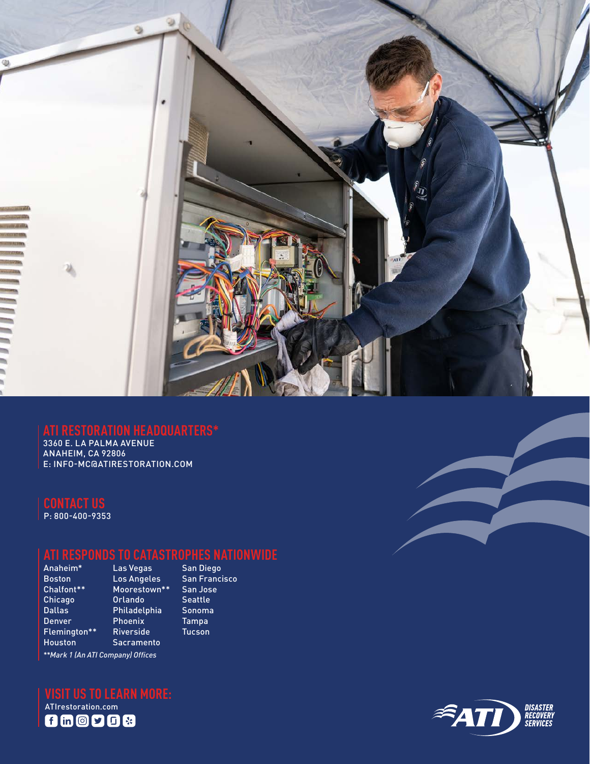## ATI RESTORATION HEADQUARTERS*

3360 E. LA PALMA AVENUE
ANAHEIM, CA 92806
E: INFO-MC@ATIRESTORATION.COM

## CONTACT US

P: 800-400-9353

## ATI RESPONDS TO CATASTROPHES NATIONWIDE

- Anaheim*
- Boston
- Chalfont**
- Chicago
- Dallas
- Denver
- Flemington**
- Houston
- Las Vegas
- Los Angeles
- Moorestown**
- Orlando
- Philadelphia
- Phoenix
- Riverside
- Sacramento
- San Diego
- San Francisco
- San Jose
- Seattle
- Sonoma
- Tampa
- Tucson

*\*\*Mark 1 (An ATI Company) Offices*

## VISIT US TO LEARN MORE:

ATIrestoration.com

ATI DISASTER RECOVERY SERVICES